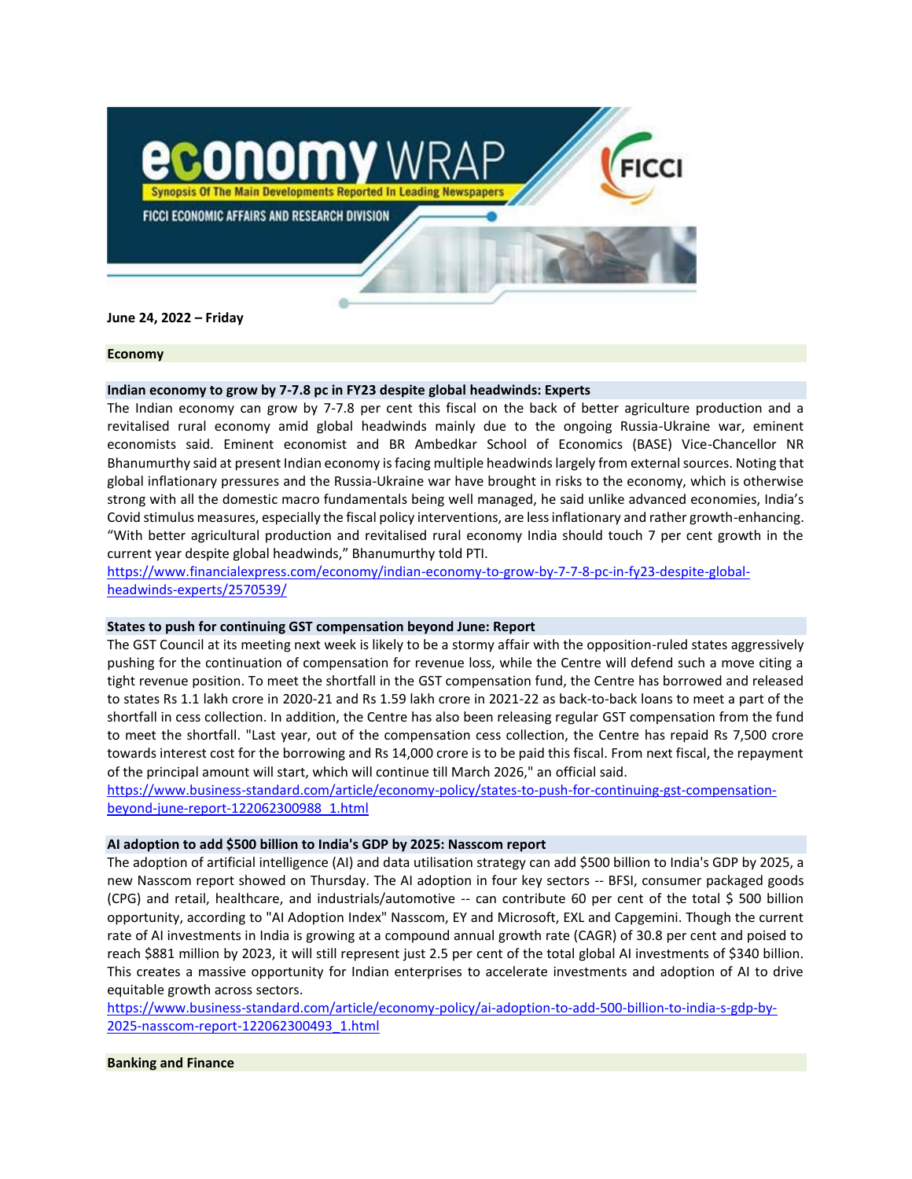# economy WRAP

Synopsis Of The Main Developments Reported In Leading Newspapers

FICCI ECONOMIC AFFAIRS AND RESEARCH DIVISION

**June 24, 2022 – Friday**

## Economy

### Indian economy to grow by 7-7.8 pc in FY23 despite global headwinds: Experts

The Indian economy can grow by 7-7.8 per cent this fiscal on the back of better agriculture production and a revitalised rural economy amid global headwinds mainly due to the ongoing Russia-Ukraine war, eminent economists said. Eminent economist and BR Ambedkar School of Economics (BASE) Vice-Chancellor NR Bhanumurthy said at present Indian economy is facing multiple headwinds largely from external sources. Noting that global inflationary pressures and the Russia-Ukraine war have brought in risks to the economy, which is otherwise strong with all the domestic macro fundamentals being well managed, he said unlike advanced economies, India's Covid stimulus measures, especially the fiscal policy interventions, are less inflationary and rather growth-enhancing. "With better agricultural production and revitalised rural economy India should touch 7 per cent growth in the current year despite global headwinds," Bhanumurthy told PTI.

https://www.financialexpress.com/economy/indian-economy-to-grow-by-7-7-8-pc-in-fy23-despite-global-headwinds-experts/2570539/

### States to push for continuing GST compensation beyond June: Report

The GST Council at its meeting next week is likely to be a stormy affair with the opposition-ruled states aggressively pushing for the continuation of compensation for revenue loss, while the Centre will defend such a move citing a tight revenue position. To meet the shortfall in the GST compensation fund, the Centre has borrowed and released to states Rs 1.1 lakh crore in 2020-21 and Rs 1.59 lakh crore in 2021-22 as back-to-back loans to meet a part of the shortfall in cess collection. In addition, the Centre has also been releasing regular GST compensation from the fund to meet the shortfall. "Last year, out of the compensation cess collection, the Centre has repaid Rs 7,500 crore towards interest cost for the borrowing and Rs 14,000 crore is to be paid this fiscal. From next fiscal, the repayment of the principal amount will start, which will continue till March 2026," an official said.

https://www.business-standard.com/article/economy-policy/states-to-push-for-continuing-gst-compensation-beyond-june-report-122062300988_1.html

### AI adoption to add $500 billion to India's GDP by 2025: Nasscom report

The adoption of artificial intelligence (AI) and data utilisation strategy can add $500 billion to India's GDP by 2025, a new Nasscom report showed on Thursday. The AI adoption in four key sectors -- BFSI, consumer packaged goods (CPG) and retail, healthcare, and industrials/automotive -- can contribute 60 per cent of the total $ 500 billion opportunity, according to "AI Adoption Index" Nasscom, EY and Microsoft, EXL and Capgemini. Though the current rate of AI investments in India is growing at a compound annual growth rate (CAGR) of 30.8 per cent and poised to reach $881 million by 2023, it will still represent just 2.5 per cent of the total global AI investments of $340 billion. This creates a massive opportunity for Indian enterprises to accelerate investments and adoption of AI to drive equitable growth across sectors.

https://www.business-standard.com/article/economy-policy/ai-adoption-to-add-500-billion-to-india-s-gdp-by-2025-nasscom-report-122062300493_1.html

## Banking and Finance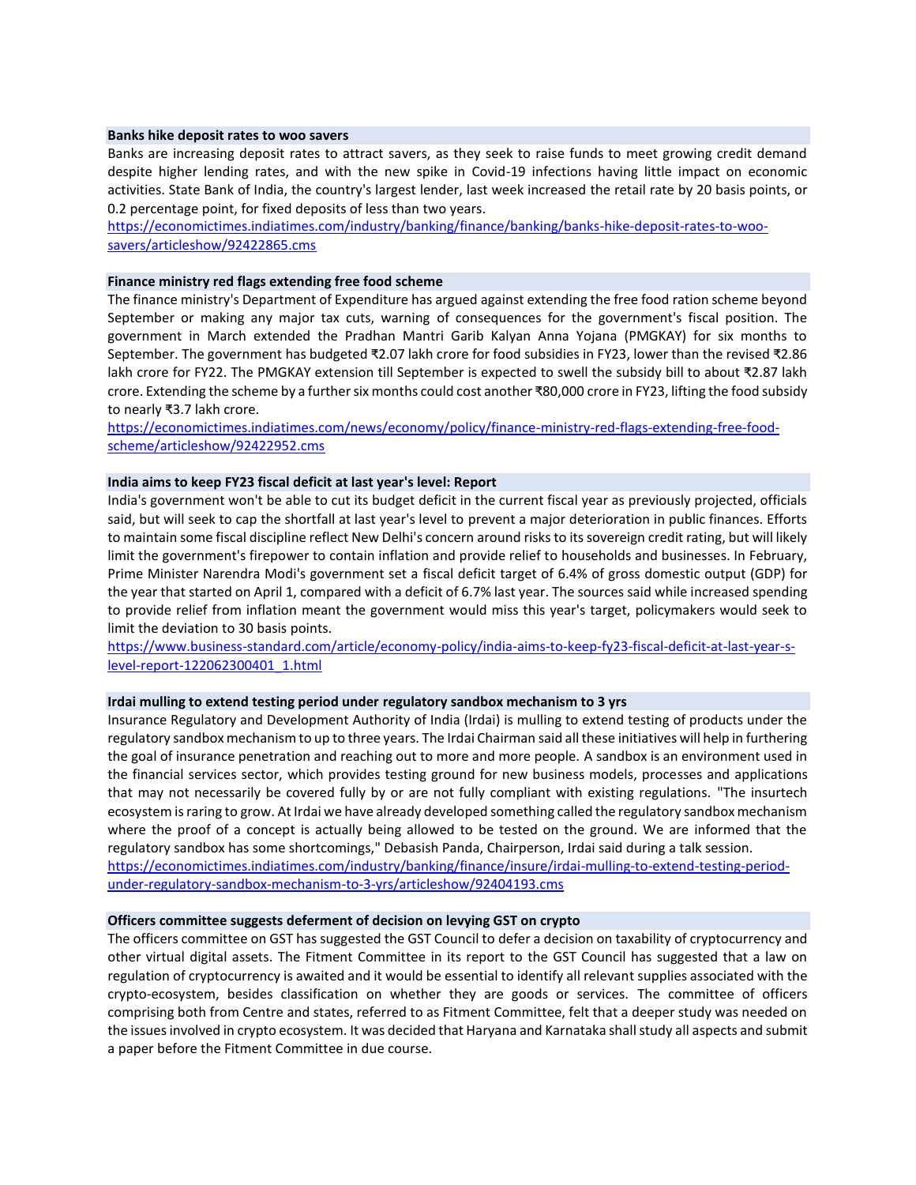**Banks hike deposit rates to woo savers**

Banks are increasing deposit rates to attract savers, as they seek to raise funds to meet growing credit demand despite higher lending rates, and with the new spike in Covid-19 infections having little impact on economic activities. State Bank of India, the country's largest lender, last week increased the retail rate by 20 basis points, or 0.2 percentage point, for fixed deposits of less than two years.

https://economictimes.indiatimes.com/industry/banking/finance/banking/banks-hike-deposit-rates-to-woo-savers/articleshow/92422865.cms

**Finance ministry red flags extending free food scheme**

The finance ministry's Department of Expenditure has argued against extending the free food ration scheme beyond September or making any major tax cuts, warning of consequences for the government's fiscal position. The government in March extended the Pradhan Mantri Garib Kalyan Anna Yojana (PMGKAY) for six months to September. The government has budgeted ₹2.07 lakh crore for food subsidies in FY23, lower than the revised ₹2.86 lakh crore for FY22. The PMGKAY extension till September is expected to swell the subsidy bill to about ₹2.87 lakh crore. Extending the scheme by a further six months could cost another ₹80,000 crore in FY23, lifting the food subsidy to nearly ₹3.7 lakh crore.

https://economictimes.indiatimes.com/news/economy/policy/finance-ministry-red-flags-extending-free-food-scheme/articleshow/92422952.cms

**India aims to keep FY23 fiscal deficit at last year's level: Report**

India's government won't be able to cut its budget deficit in the current fiscal year as previously projected, officials said, but will seek to cap the shortfall at last year's level to prevent a major deterioration in public finances. Efforts to maintain some fiscal discipline reflect New Delhi's concern around risks to its sovereign credit rating, but will likely limit the government's firepower to contain inflation and provide relief to households and businesses. In February, Prime Minister Narendra Modi's government set a fiscal deficit target of 6.4% of gross domestic output (GDP) for the year that started on April 1, compared with a deficit of 6.7% last year. The sources said while increased spending to provide relief from inflation meant the government would miss this year's target, policymakers would seek to limit the deviation to 30 basis points.

https://www.business-standard.com/article/economy-policy/india-aims-to-keep-fy23-fiscal-deficit-at-last-year-s-level-report-122062300401_1.html

**Irdai mulling to extend testing period under regulatory sandbox mechanism to 3 yrs**

Insurance Regulatory and Development Authority of India (Irdai) is mulling to extend testing of products under the regulatory sandbox mechanism to up to three years. The Irdai Chairman said all these initiatives will help in furthering the goal of insurance penetration and reaching out to more and more people. A sandbox is an environment used in the financial services sector, which provides testing ground for new business models, processes and applications that may not necessarily be covered fully by or are not fully compliant with existing regulations. "The insurtech ecosystem is raring to grow. At Irdai we have already developed something called the regulatory sandbox mechanism where the proof of a concept is actually being allowed to be tested on the ground. We are informed that the regulatory sandbox has some shortcomings," Debasish Panda, Chairperson, Irdai said during a talk session.

https://economictimes.indiatimes.com/industry/banking/finance/insure/irdai-mulling-to-extend-testing-period-under-regulatory-sandbox-mechanism-to-3-yrs/articleshow/92404193.cms

**Officers committee suggests deferment of decision on levying GST on crypto**

The officers committee on GST has suggested the GST Council to defer a decision on taxability of cryptocurrency and other virtual digital assets. The Fitment Committee in its report to the GST Council has suggested that a law on regulation of cryptocurrency is awaited and it would be essential to identify all relevant supplies associated with the crypto-ecosystem, besides classification on whether they are goods or services. The committee of officers comprising both from Centre and states, referred to as Fitment Committee, felt that a deeper study was needed on the issues involved in crypto ecosystem. It was decided that Haryana and Karnataka shall study all aspects and submit a paper before the Fitment Committee in due course.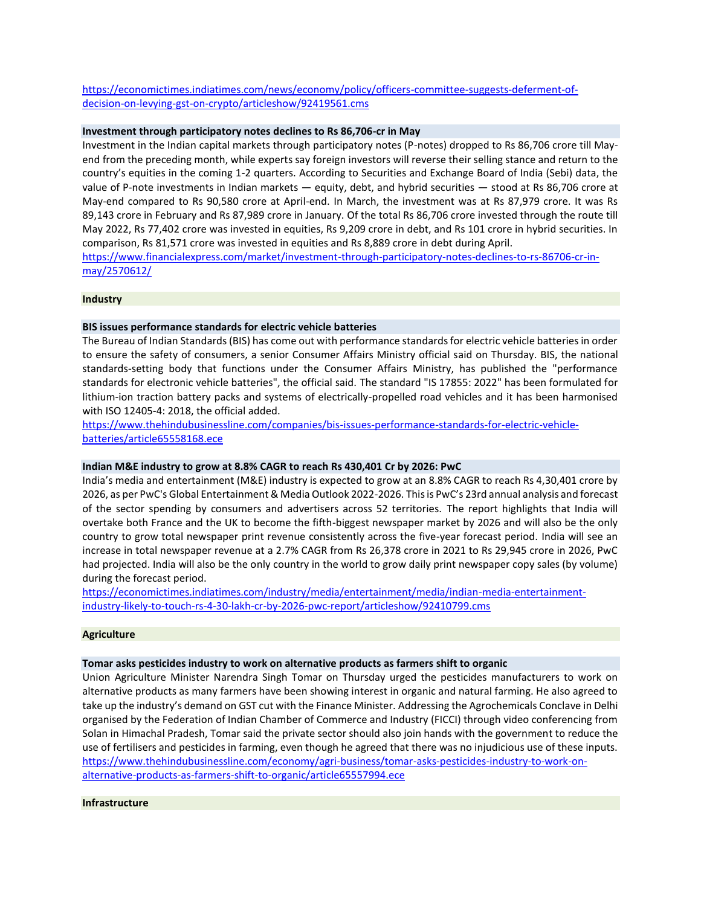https://economictimes.indiatimes.com/news/economy/policy/officers-committee-suggests-deferment-of-decision-on-levying-gst-on-crypto/articleshow/92419561.cms

### Investment through participatory notes declines to Rs 86,706-cr in May

Investment in the Indian capital markets through participatory notes (P-notes) dropped to Rs 86,706 crore till May-end from the preceding month, while experts say foreign investors will reverse their selling stance and return to the country's equities in the coming 1-2 quarters. According to Securities and Exchange Board of India (Sebi) data, the value of P-note investments in Indian markets — equity, debt, and hybrid securities — stood at Rs 86,706 crore at May-end compared to Rs 90,580 crore at April-end. In March, the investment was at Rs 87,979 crore. It was Rs 89,143 crore in February and Rs 87,989 crore in January. Of the total Rs 86,706 crore invested through the route till May 2022, Rs 77,402 crore was invested in equities, Rs 9,209 crore in debt, and Rs 101 crore in hybrid securities. In comparison, Rs 81,571 crore was invested in equities and Rs 8,889 crore in debt during April.
https://www.financialexpress.com/market/investment-through-participatory-notes-declines-to-rs-86706-cr-in-may/2570612/

## Industry

### BIS issues performance standards for electric vehicle batteries

The Bureau of Indian Standards (BIS) has come out with performance standards for electric vehicle batteries in order to ensure the safety of consumers, a senior Consumer Affairs Ministry official said on Thursday. BIS, the national standards-setting body that functions under the Consumer Affairs Ministry, has published the "performance standards for electronic vehicle batteries", the official said. The standard "IS 17855: 2022" has been formulated for lithium-ion traction battery packs and systems of electrically-propelled road vehicles and it has been harmonised with ISO 12405-4: 2018, the official added.
https://www.thehindubusinessline.com/companies/bis-issues-performance-standards-for-electric-vehicle-batteries/article65558168.ece

### Indian M&E industry to grow at 8.8% CAGR to reach Rs 430,401 Cr by 2026: PwC

India's media and entertainment (M&E) industry is expected to grow at an 8.8% CAGR to reach Rs 4,30,401 crore by 2026, as per PwC's Global Entertainment & Media Outlook 2022-2026. This is PwC's 23rd annual analysis and forecast of the sector spending by consumers and advertisers across 52 territories. The report highlights that India will overtake both France and the UK to become the fifth-biggest newspaper market by 2026 and will also be the only country to grow total newspaper print revenue consistently across the five-year forecast period. India will see an increase in total newspaper revenue at a 2.7% CAGR from Rs 26,378 crore in 2021 to Rs 29,945 crore in 2026, PwC had projected. India will also be the only country in the world to grow daily print newspaper copy sales (by volume) during the forecast period.
https://economictimes.indiatimes.com/industry/media/entertainment/media/indian-media-entertainment-industry-likely-to-touch-rs-4-30-lakh-cr-by-2026-pwc-report/articleshow/92410799.cms

## Agriculture

### Tomar asks pesticides industry to work on alternative products as farmers shift to organic

Union Agriculture Minister Narendra Singh Tomar on Thursday urged the pesticides manufacturers to work on alternative products as many farmers have been showing interest in organic and natural farming. He also agreed to take up the industry's demand on GST cut with the Finance Minister. Addressing the Agrochemicals Conclave in Delhi organised by the Federation of Indian Chamber of Commerce and Industry (FICCI) through video conferencing from Solan in Himachal Pradesh, Tomar said the private sector should also join hands with the government to reduce the use of fertilisers and pesticides in farming, even though he agreed that there was no injudicious use of these inputs.
https://www.thehindubusinessline.com/economy/agri-business/tomar-asks-pesticides-industry-to-work-on-alternative-products-as-farmers-shift-to-organic/article65557994.ece

## Infrastructure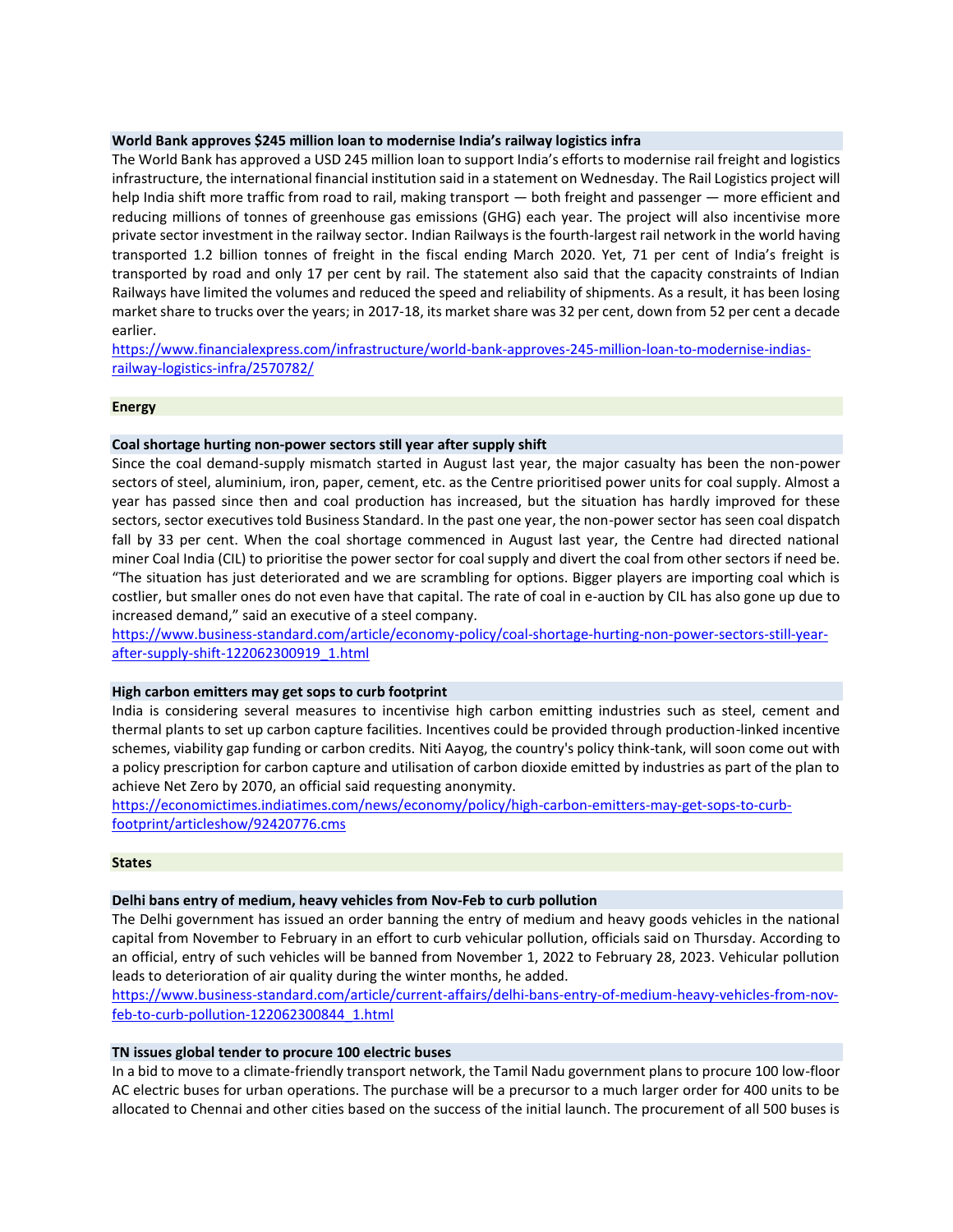### World Bank approves $245 million loan to modernise India's railway logistics infra

The World Bank has approved a USD 245 million loan to support India's efforts to modernise rail freight and logistics infrastructure, the international financial institution said in a statement on Wednesday. The Rail Logistics project will help India shift more traffic from road to rail, making transport — both freight and passenger — more efficient and reducing millions of tonnes of greenhouse gas emissions (GHG) each year. The project will also incentivise more private sector investment in the railway sector. Indian Railways is the fourth-largest rail network in the world having transported 1.2 billion tonnes of freight in the fiscal ending March 2020. Yet, 71 per cent of India's freight is transported by road and only 17 per cent by rail. The statement also said that the capacity constraints of Indian Railways have limited the volumes and reduced the speed and reliability of shipments. As a result, it has been losing market share to trucks over the years; in 2017-18, its market share was 32 per cent, down from 52 per cent a decade earlier.

https://www.financialexpress.com/infrastructure/world-bank-approves-245-million-loan-to-modernise-indias-railway-logistics-infra/2570782/

## Energy

### Coal shortage hurting non-power sectors still year after supply shift

Since the coal demand-supply mismatch started in August last year, the major casualty has been the non-power sectors of steel, aluminium, iron, paper, cement, etc. as the Centre prioritised power units for coal supply. Almost a year has passed since then and coal production has increased, but the situation has hardly improved for these sectors, sector executives told Business Standard. In the past one year, the non-power sector has seen coal dispatch fall by 33 per cent. When the coal shortage commenced in August last year, the Centre had directed national miner Coal India (CIL) to prioritise the power sector for coal supply and divert the coal from other sectors if need be. "The situation has just deteriorated and we are scrambling for options. Bigger players are importing coal which is costlier, but smaller ones do not even have that capital. The rate of coal in e-auction by CIL has also gone up due to increased demand," said an executive of a steel company.

https://www.business-standard.com/article/economy-policy/coal-shortage-hurting-non-power-sectors-still-year-after-supply-shift-122062300919_1.html

### High carbon emitters may get sops to curb footprint

India is considering several measures to incentivise high carbon emitting industries such as steel, cement and thermal plants to set up carbon capture facilities. Incentives could be provided through production-linked incentive schemes, viability gap funding or carbon credits. Niti Aayog, the country's policy think-tank, will soon come out with a policy prescription for carbon capture and utilisation of carbon dioxide emitted by industries as part of the plan to achieve Net Zero by 2070, an official said requesting anonymity.

https://economictimes.indiatimes.com/news/economy/policy/high-carbon-emitters-may-get-sops-to-curb-footprint/articleshow/92420776.cms

## States

### Delhi bans entry of medium, heavy vehicles from Nov-Feb to curb pollution

The Delhi government has issued an order banning the entry of medium and heavy goods vehicles in the national capital from November to February in an effort to curb vehicular pollution, officials said on Thursday. According to an official, entry of such vehicles will be banned from November 1, 2022 to February 28, 2023. Vehicular pollution leads to deterioration of air quality during the winter months, he added.

https://www.business-standard.com/article/current-affairs/delhi-bans-entry-of-medium-heavy-vehicles-from-nov-feb-to-curb-pollution-122062300844_1.html

### TN issues global tender to procure 100 electric buses

In a bid to move to a climate-friendly transport network, the Tamil Nadu government plans to procure 100 low-floor AC electric buses for urban operations. The purchase will be a precursor to a much larger order for 400 units to be allocated to Chennai and other cities based on the success of the initial launch. The procurement of all 500 buses is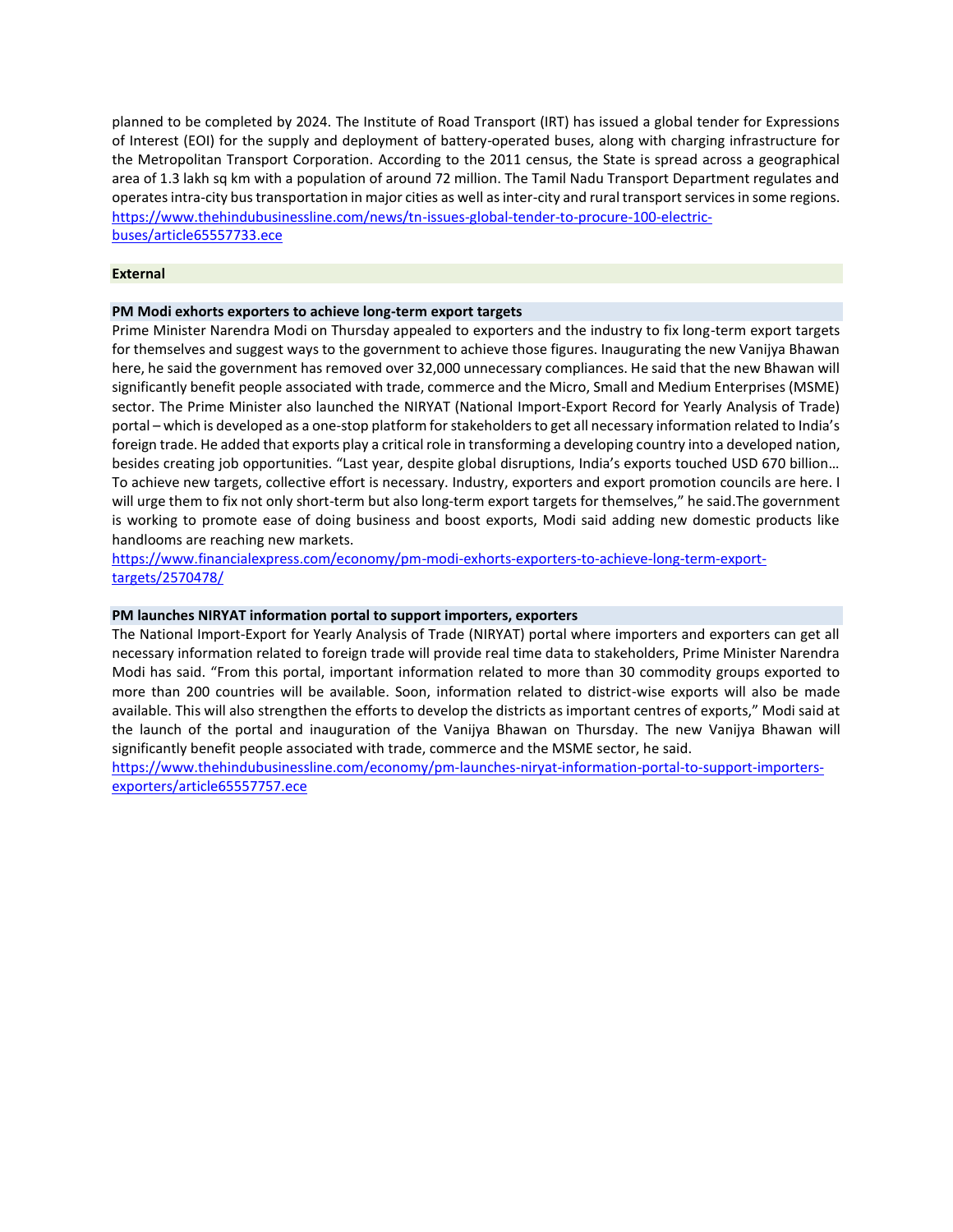planned to be completed by 2024. The Institute of Road Transport (IRT) has issued a global tender for Expressions of Interest (EOI) for the supply and deployment of battery-operated buses, along with charging infrastructure for the Metropolitan Transport Corporation. According to the 2011 census, the State is spread across a geographical area of 1.3 lakh sq km with a population of around 72 million. The Tamil Nadu Transport Department regulates and operates intra-city bus transportation in major cities as well as inter-city and rural transport services in some regions.
https://www.thehindubusinessline.com/news/tn-issues-global-tender-to-procure-100-electric-buses/article65557733.ece

## External

### PM Modi exhorts exporters to achieve long-term export targets

Prime Minister Narendra Modi on Thursday appealed to exporters and the industry to fix long-term export targets for themselves and suggest ways to the government to achieve those figures. Inaugurating the new Vanijya Bhawan here, he said the government has removed over 32,000 unnecessary compliances. He said that the new Bhawan will significantly benefit people associated with trade, commerce and the Micro, Small and Medium Enterprises (MSME) sector. The Prime Minister also launched the NIRYAT (National Import-Export Record for Yearly Analysis of Trade) portal – which is developed as a one-stop platform for stakeholders to get all necessary information related to India's foreign trade. He added that exports play a critical role in transforming a developing country into a developed nation, besides creating job opportunities. "Last year, despite global disruptions, India's exports touched USD 670 billion… To achieve new targets, collective effort is necessary. Industry, exporters and export promotion councils are here. I will urge them to fix not only short-term but also long-term export targets for themselves," he said.The government is working to promote ease of doing business and boost exports, Modi said adding new domestic products like handlooms are reaching new markets.
https://www.financialexpress.com/economy/pm-modi-exhorts-exporters-to-achieve-long-term-export-targets/2570478/

### PM launches NIRYAT information portal to support importers, exporters

The National Import-Export for Yearly Analysis of Trade (NIRYAT) portal where importers and exporters can get all necessary information related to foreign trade will provide real time data to stakeholders, Prime Minister Narendra Modi has said. "From this portal, important information related to more than 30 commodity groups exported to more than 200 countries will be available. Soon, information related to district-wise exports will also be made available. This will also strengthen the efforts to develop the districts as important centres of exports," Modi said at the launch of the portal and inauguration of the Vanijya Bhawan on Thursday. The new Vanijya Bhawan will significantly benefit people associated with trade, commerce and the MSME sector, he said.
https://www.thehindubusinessline.com/economy/pm-launches-niryat-information-portal-to-support-importers-exporters/article65557757.ece